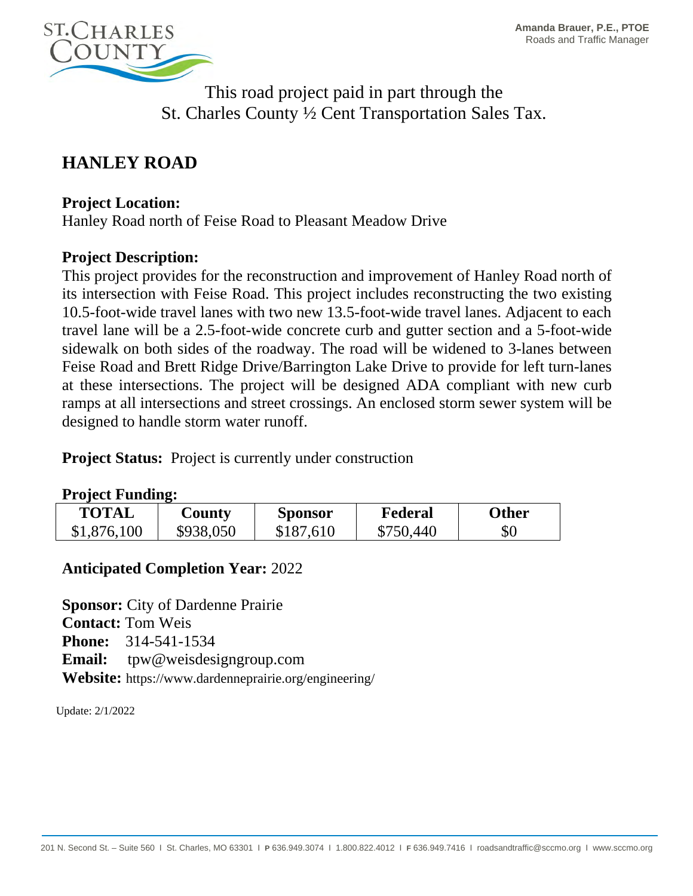Amanda Brauer, P.E., PTOE
Roads and Traffic Manager

This road project paid in part through the
St. Charles County ½ Cent Transportation Sales Tax.

# HANLEY ROAD

**Project Location:**
Hanley Road north of Feise Road to Pleasant Meadow Drive

**Project Description:**
This project provides for the reconstruction and improvement of Hanley Road north of its intersection with Feise Road. This project includes reconstructing the two existing 10.5-foot-wide travel lanes with two new 13.5-foot-wide travel lanes. Adjacent to each travel lane will be a 2.5-foot-wide concrete curb and gutter section and a 5-foot-wide sidewalk on both sides of the roadway. The road will be widened to 3-lanes between Feise Road and Brett Ridge Drive/Barrington Lake Drive to provide for left turn-lanes at these intersections. The project will be designed ADA compliant with new curb ramps at all intersections and street crossings. An enclosed storm sewer system will be designed to handle storm water runoff.

**Project Status:** Project is currently under construction

**Project Funding:**

| TOTAL | County | Sponsor | Federal | Other |
|---|---|---|---|---|
| $1,876,100 | $938,050 | $187,610 | $750,440 | $0 |

**Anticipated Completion Year:** 2022

**Sponsor:** City of Dardenne Prairie
**Contact:** Tom Weis
**Phone:** 314-541-1534
**Email:** tpw@weisdesigngroup.com
**Website:** https://www.dardenneprairie.org/engineering/

Update: 2/1/2022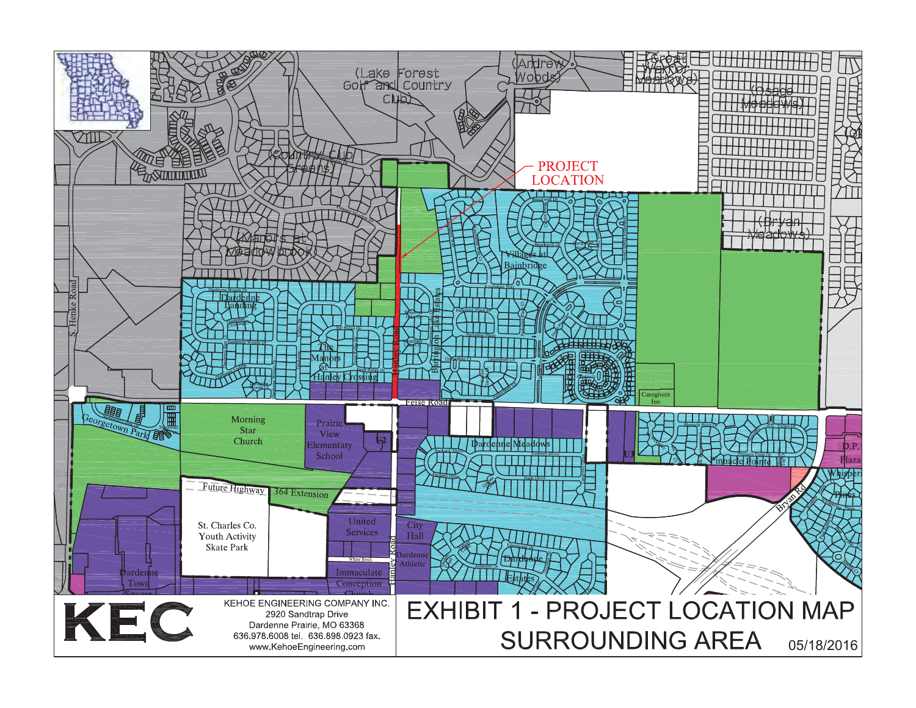PROJECT LOCATION

(Lake Forest Golf and Country Club)

(Andrew Woods)

(Great Warrior Meadows)

(Osage Meadows)

(Country Club Greens)

(Manors at Meadowbrook)

(Bryan Meadows)

Villages at Bainbridge

Dardenne Landing

The Manors at Hanley Crossing

Hanley Road

Burlington Lake Estates

S. Henke Road

Feise Road

Caregivers Inn

Georgetown Park

Morning Star Church

Prairie View Elementary School

Dardenne Meadows

Pinnacle Pointe

D.P. Plaza

Whispering Pines

Bryan Rd

Future Highway 364 Extension

St. Charles Co. Youth Activity Skate Park

United Services

City Hall

Dardenne Athletic

Immaculate Conception Church

Dardenne Estates

Dardenne Town Square

White Birch

U2

U3

KEC

KEHOE ENGINEERING COMPANY INC.
2920 Sandtrap Drive
Dardenne Prairie, MO 63368
636.978.6008 tel. 636.898.0923 fax.
www.KehoeEngineering.com

# EXHIBIT 1 - PROJECT LOCATION MAP SURROUNDING AREA

05/18/2016